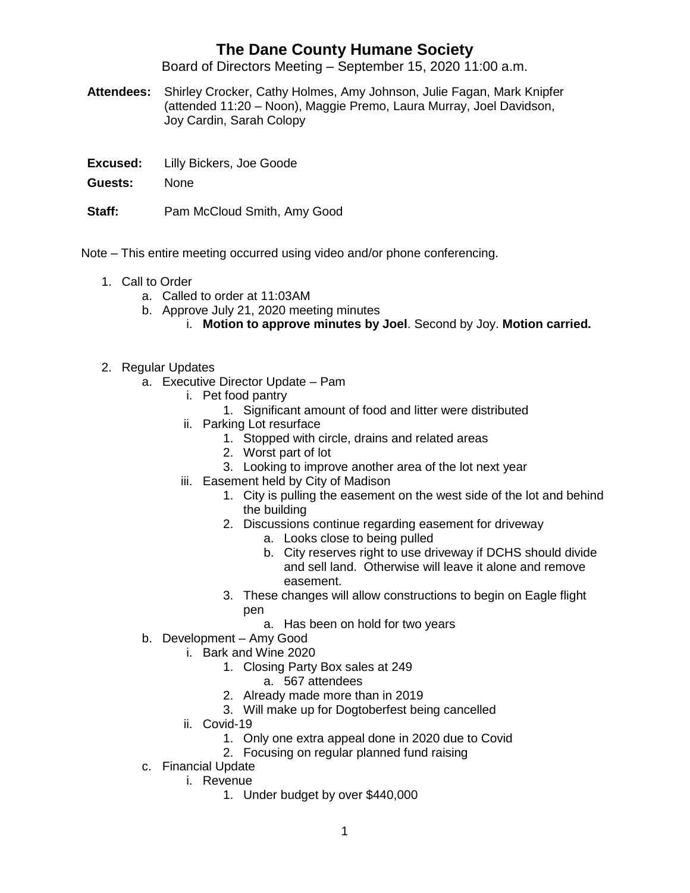# The Dane County Humane Society

Board of Directors Meeting – September 15, 2020 11:00 a.m.

**Attendees:** Shirley Crocker, Cathy Holmes, Amy Johnson, Julie Fagan, Mark Knipfer (attended 11:20 – Noon), Maggie Premo, Laura Murray, Joel Davidson, Joy Cardin, Sarah Colopy

**Excused:** Lilly Bickers, Joe Goode

**Guests:** None

**Staff:** Pam McCloud Smith, Amy Good

Note – This entire meeting occurred using video and/or phone conferencing.

1. Call to Order
    a. Called to order at 11:03AM
    b. Approve July 21, 2020 meeting minutes
        i. **Motion to approve minutes by Joel**. Second by Joy. **Motion carried.**

2. Regular Updates
    a. Executive Director Update – Pam
        i. Pet food pantry
            1. Significant amount of food and litter were distributed
        ii. Parking Lot resurface
            1. Stopped with circle, drains and related areas
            2. Worst part of lot
            3. Looking to improve another area of the lot next year
        iii. Easement held by City of Madison
            1. City is pulling the easement on the west side of the lot and behind the building
            2. Discussions continue regarding easement for driveway
                a. Looks close to being pulled
                b. City reserves right to use driveway if DCHS should divide and sell land. Otherwise will leave it alone and remove easement.
            3. These changes will allow constructions to begin on Eagle flight pen
                a. Has been on hold for two years
    b. Development – Amy Good
        i. Bark and Wine 2020
            1. Closing Party Box sales at 249
                a. 567 attendees
            2. Already made more than in 2019
            3. Will make up for Dogtoberfest being cancelled
        ii. Covid-19
            1. Only one extra appeal done in 2020 due to Covid
            2. Focusing on regular planned fund raising
    c. Financial Update
        i. Revenue
            1. Under budget by over $440,000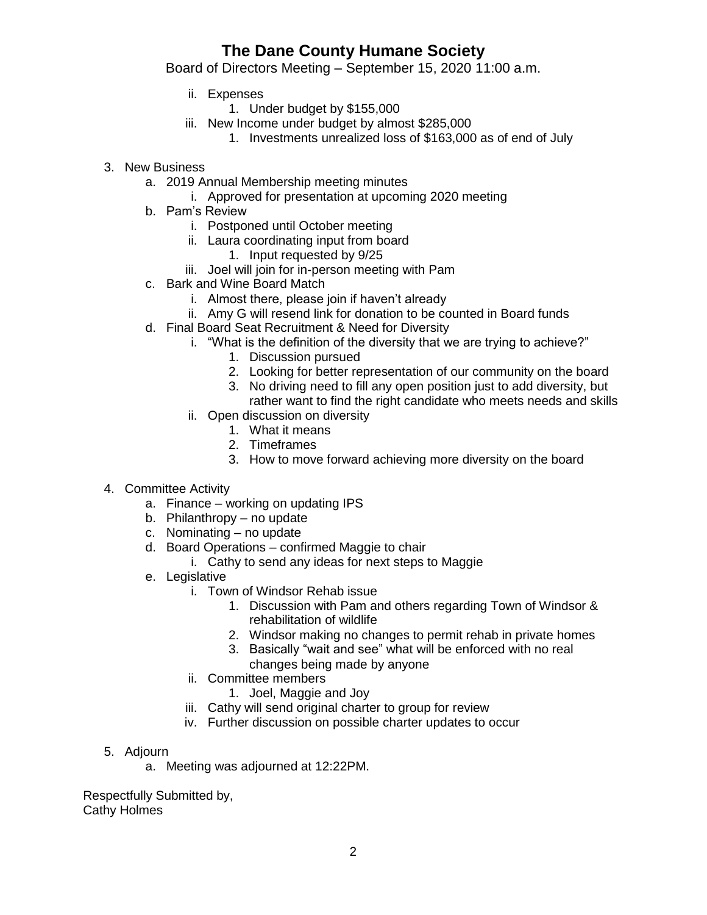ii. Expenses
   1. Under budget by $155,000
iii. New Income under budget by almost $285,000
   1. Investments unrealized loss of $163,000 as of end of July

3. New Business
   a. 2019 Annual Membership meeting minutes
      i. Approved for presentation at upcoming 2020 meeting
   b. Pam's Review
      i. Postponed until October meeting
      ii. Laura coordinating input from board
         1. Input requested by 9/25
      iii. Joel will join for in-person meeting with Pam
   c. Bark and Wine Board Match
      i. Almost there, please join if haven't already
      ii. Amy G will resend link for donation to be counted in Board funds
   d. Final Board Seat Recruitment & Need for Diversity
      i. "What is the definition of the diversity that we are trying to achieve?"
         1. Discussion pursued
         2. Looking for better representation of our community on the board
         3. No driving need to fill any open position just to add diversity, but rather want to find the right candidate who meets needs and skills
      ii. Open discussion on diversity
         1. What it means
         2. Timeframes
         3. How to move forward achieving more diversity on the board

4. Committee Activity
   a. Finance – working on updating IPS
   b. Philanthropy – no update
   c. Nominating – no update
   d. Board Operations – confirmed Maggie to chair
      i. Cathy to send any ideas for next steps to Maggie
   e. Legislative
      i. Town of Windsor Rehab issue
         1. Discussion with Pam and others regarding Town of Windsor & rehabilitation of wildlife
         2. Windsor making no changes to permit rehab in private homes
         3. Basically "wait and see" what will be enforced with no real changes being made by anyone
      ii. Committee members
         1. Joel, Maggie and Joy
      iii. Cathy will send original charter to group for review
      iv. Further discussion on possible charter updates to occur

5. Adjourn
   a. Meeting was adjourned at 12:22PM.

Respectfully Submitted by,
Cathy Holmes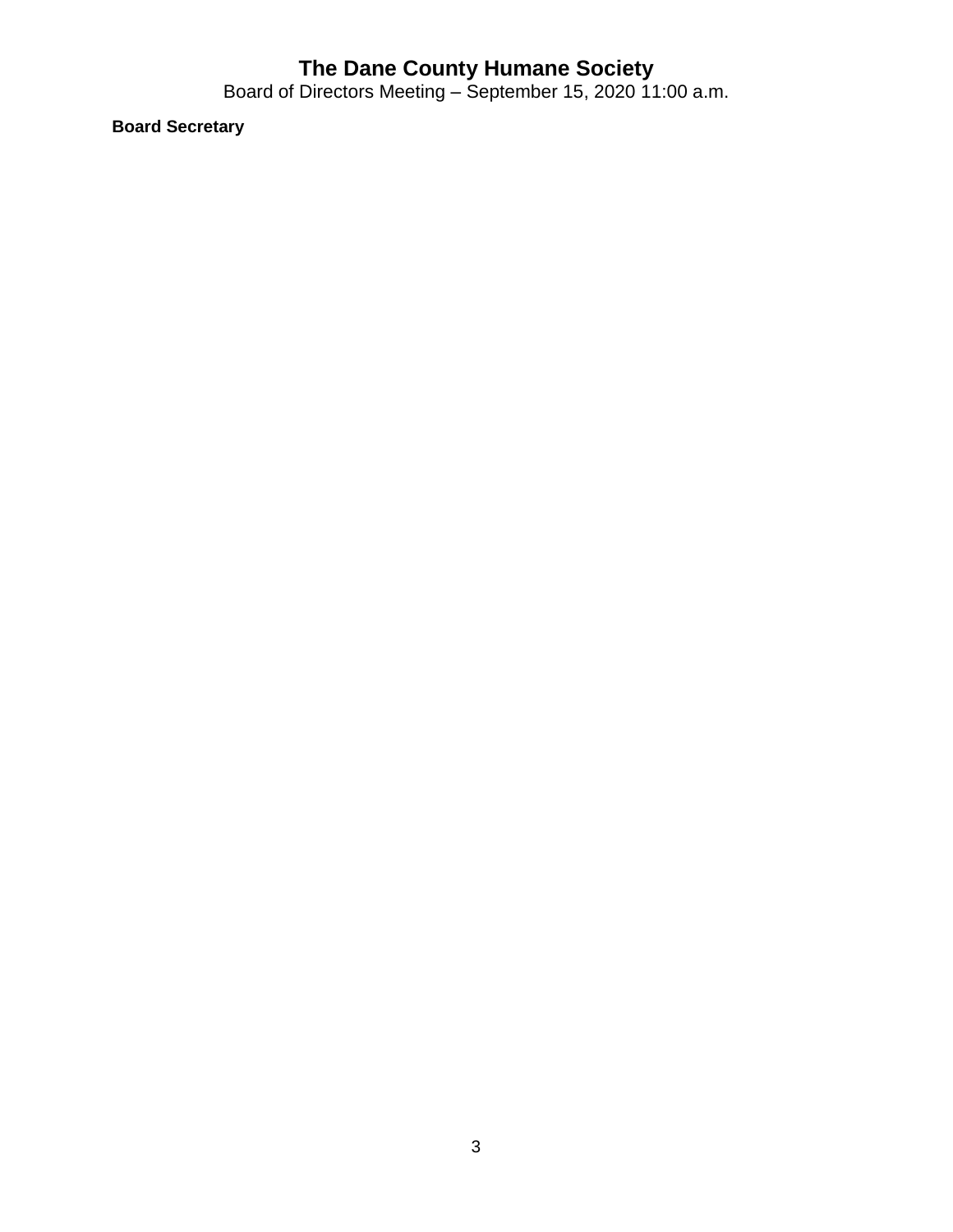**Board Secretary**